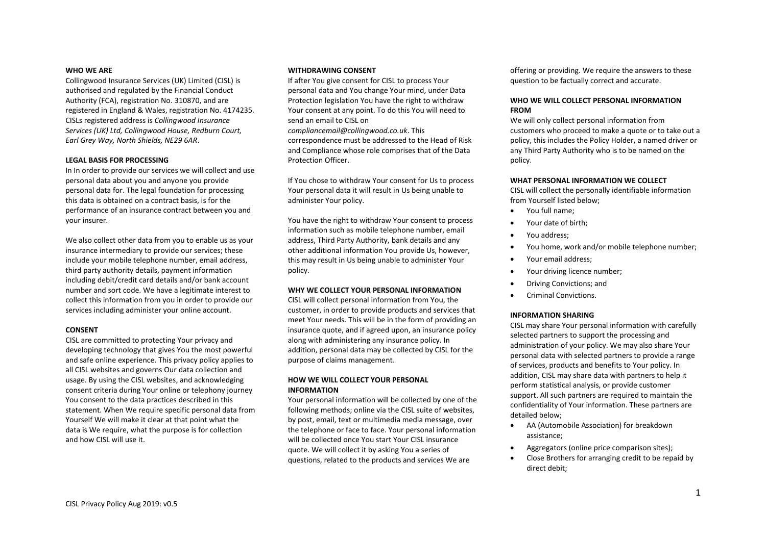## WHO WE ARE

Collingwood Insurance Services (UK) Limited (CISL) is authorised and regulated by the Financial Conduct Authority (FCA), registration No. 310870, and are registered in England & Wales, registration No. 4174235. CISLs registered address is *Collingwood Insurance Services (UK) Ltd, Collingwood House, Redburn Court, Earl Grey Way, North Shields, NE29 6AR*.

## LEGAL BASIS FOR PROCESSING

In In order to provide our services we will collect and use personal data about you and anyone you provide personal data for. The legal foundation for processing this data is obtained on a contract basis, is for the performance of an insurance contract between you and your insurer.

We also collect other data from you to enable us as your insurance intermediary to provide our services; these include your mobile telephone number, email address, third party authority details, payment information including debit/credit card details and/or bank account number and sort code. We have a legitimate interest to collect this information from you in order to provide our services including administer your online account.

## CONSENT

CISL are committed to protecting Your privacy and developing technology that gives You the most powerful and safe online experience. This privacy policy applies to all CISL websites and governs Our data collection and usage. By using the CISL websites, and acknowledging consent criteria during Your online or telephony journey You consent to the data practices described in this statement. When We require specific personal data from Yourself We will make it clear at that point what the data is We require, what the purpose is for collection and how CISL will use it.

## WITHDRAWING CONSENT

If after You give consent for CISL to process Your personal data and You change Your mind, under Data Protection legislation You have the right to withdraw Your consent at any point. To do this You will need to send an email to CISL on *compliancemail@collingwood.co.uk*. This correspondence must be addressed to the Head of Risk and Compliance whose role comprises that of the Data Protection Officer.

If You chose to withdraw Your consent for Us to process Your personal data it will result in Us being unable to administer Your policy.

You have the right to withdraw Your consent to process information such as mobile telephone number, email address, Third Party Authority, bank details and any other additional information You provide Us, however, this may result in Us being unable to administer Your policy.

## WHY WE COLLECT YOUR PERSONAL INFORMATION

CISL will collect personal information from You, the customer, in order to provide products and services that meet Your needs. This will be in the form of providing an insurance quote, and if agreed upon, an insurance policy along with administering any insurance policy. In addition, personal data may be collected by CISL for the purpose of claims management.

## HOW WE WILL COLLECT YOUR PERSONAL INFORMATION

Your personal information will be collected by one of the following methods; online via the CISL suite of websites, by post, email, text or multimedia media message, over the telephone or face to face. Your personal information will be collected once You start Your CISL insurance quote. We will collect it by asking You a series of questions, related to the products and services We are offering or providing. We require the answers to these question to be factually correct and accurate.

## WHO WE WILL COLLECT PERSONAL INFORMATION FROM

We will only collect personal information from customers who proceed to make a quote or to take out a policy, this includes the Policy Holder, a named driver or any Third Party Authority who is to be named on the policy.

## WHAT PERSONAL INFORMATION WE COLLECT

CISL will collect the personally identifiable information from Yourself listed below;

- You full name;
- Your date of birth;
- You address;
- You home, work and/or mobile telephone number;
- Your email address;
- Your driving licence number;
- Driving Convictions; and
- Criminal Convictions.

## INFORMATION SHARING

CISL may share Your personal information with carefully selected partners to support the processing and administration of your policy. We may also share Your personal data with selected partners to provide a range of services, products and benefits to Your policy. In addition, CISL may share data with partners to help it perform statistical analysis, or provide customer support. All such partners are required to maintain the confidentiality of Your information. These partners are detailed below;

- AA (Automobile Association) for breakdown assistance;
- Aggregators (online price comparison sites);
- Close Brothers for arranging credit to be repaid by direct debit;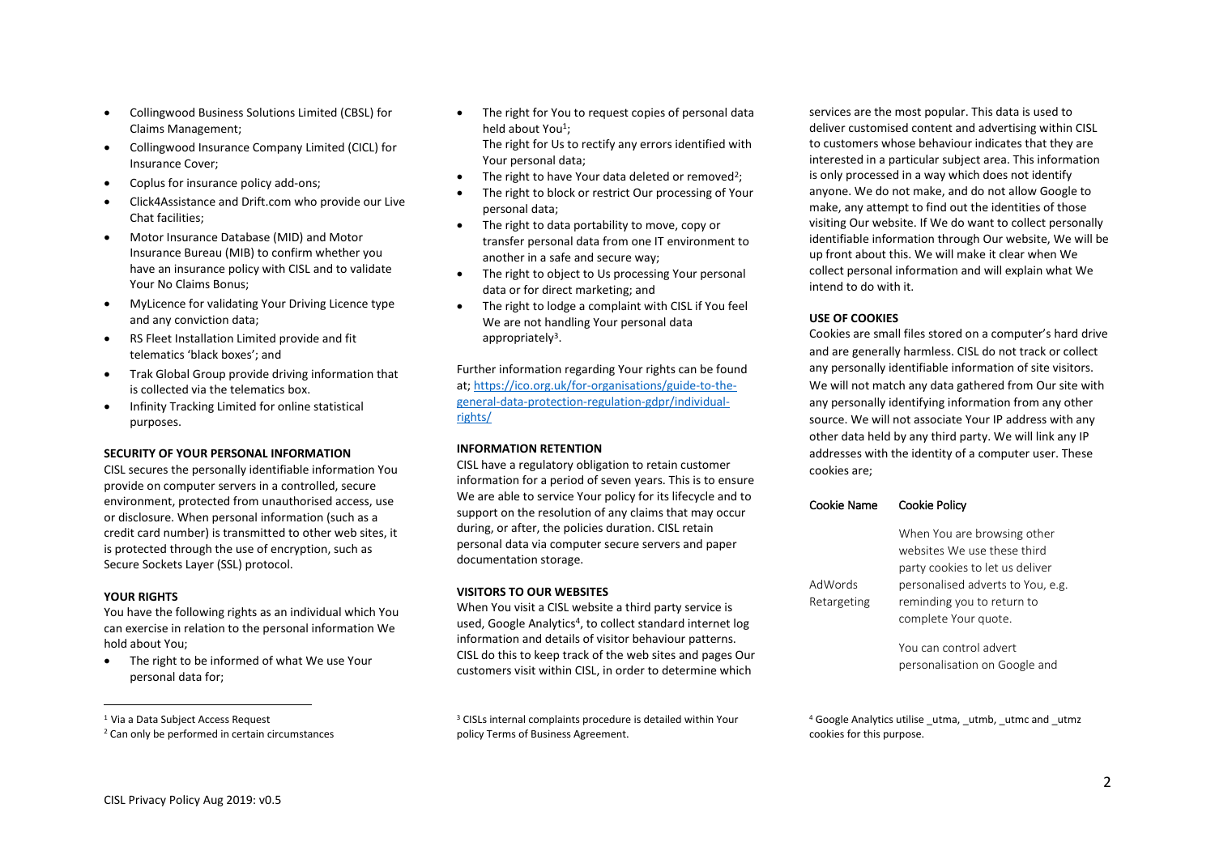- Collingwood Business Solutions Limited (CBSL) for Claims Management;
- Collingwood Insurance Company Limited (CICL) for Insurance Cover;
- Coplus for insurance policy add-ons;
- Click4Assistance and Drift.com who provide our Live Chat facilities;
- Motor Insurance Database (MID) and Motor Insurance Bureau (MIB) to confirm whether you have an insurance policy with CISL and to validate Your No Claims Bonus;
- MyLicence for validating Your Driving Licence type and any conviction data;
- RS Fleet Installation Limited provide and fit telematics 'black boxes'; and
- Trak Global Group provide driving information that is collected via the telematics box.
- Infinity Tracking Limited for online statistical purposes.

**SECURITY OF YOUR PERSONAL INFORMATION**

CISL secures the personally identifiable information You provide on computer servers in a controlled, secure environment, protected from unauthorised access, use or disclosure. When personal information (such as a credit card number) is transmitted to other web sites, it is protected through the use of encryption, such as Secure Sockets Layer (SSL) protocol.

**YOUR RIGHTS**

You have the following rights as an individual which You can exercise in relation to the personal information We hold about You;

- The right to be informed of what We use Your personal data for;
- The right for You to request copies of personal data held about You[1];
  The right for Us to rectify any errors identified with Your personal data;
- The right to have Your data deleted or removed[2];
- The right to block or restrict Our processing of Your personal data;
- The right to data portability to move, copy or transfer personal data from one IT environment to another in a safe and secure way;
- The right to object to Us processing Your personal data or for direct marketing; and
- The right to lodge a complaint with CISL if You feel We are not handling Your personal data appropriately[3].

Further information regarding Your rights can be found at; https://ico.org.uk/for-organisations/guide-to-the-general-data-protection-regulation-gdpr/individual-rights/

**INFORMATION RETENTION**

CISL have a regulatory obligation to retain customer information for a period of seven years. This is to ensure We are able to service Your policy for its lifecycle and to support on the resolution of any claims that may occur during, or after, the policies duration. CISL retain personal data via computer secure servers and paper documentation storage.

**VISITORS TO OUR WEBSITES**

When You visit a CISL website a third party service is used, Google Analytics[4], to collect standard internet log information and details of visitor behaviour patterns. CISL do this to keep track of the web sites and pages Our customers visit within CISL, in order to determine which services are the most popular. This data is used to deliver customised content and advertising within CISL to customers whose behaviour indicates that they are interested in a particular subject area. This information is only processed in a way which does not identify anyone. We do not make, and do not allow Google to make, any attempt to find out the identities of those visiting Our website. If We do want to collect personally identifiable information through Our website, We will be up front about this. We will make it clear when We collect personal information and will explain what We intend to do with it.

**USE OF COOKIES**

Cookies are small files stored on a computer's hard drive and are generally harmless. CISL do not track or collect any personally identifiable information of site visitors. We will not match any data gathered from Our site with any personally identifying information from any other source. We will not associate Your IP address with any other data held by any third party. We will link any IP addresses with the identity of a computer user. These cookies are;

| Cookie Name | Cookie Policy |
|---|---|
| AdWords Retargeting | When You are browsing other websites We use these third party cookies to let us deliver personalised adverts to You, e.g. reminding you to return to complete Your quote. You can control advert personalisation on Google and |

[1] Via a Data Subject Access Request

[2] Can only be performed in certain circumstances

[3] CISLs internal complaints procedure is detailed within Your policy Terms of Business Agreement.

[4] Google Analytics utilise _utma, _utmb, _utmc and _utmz cookies for this purpose.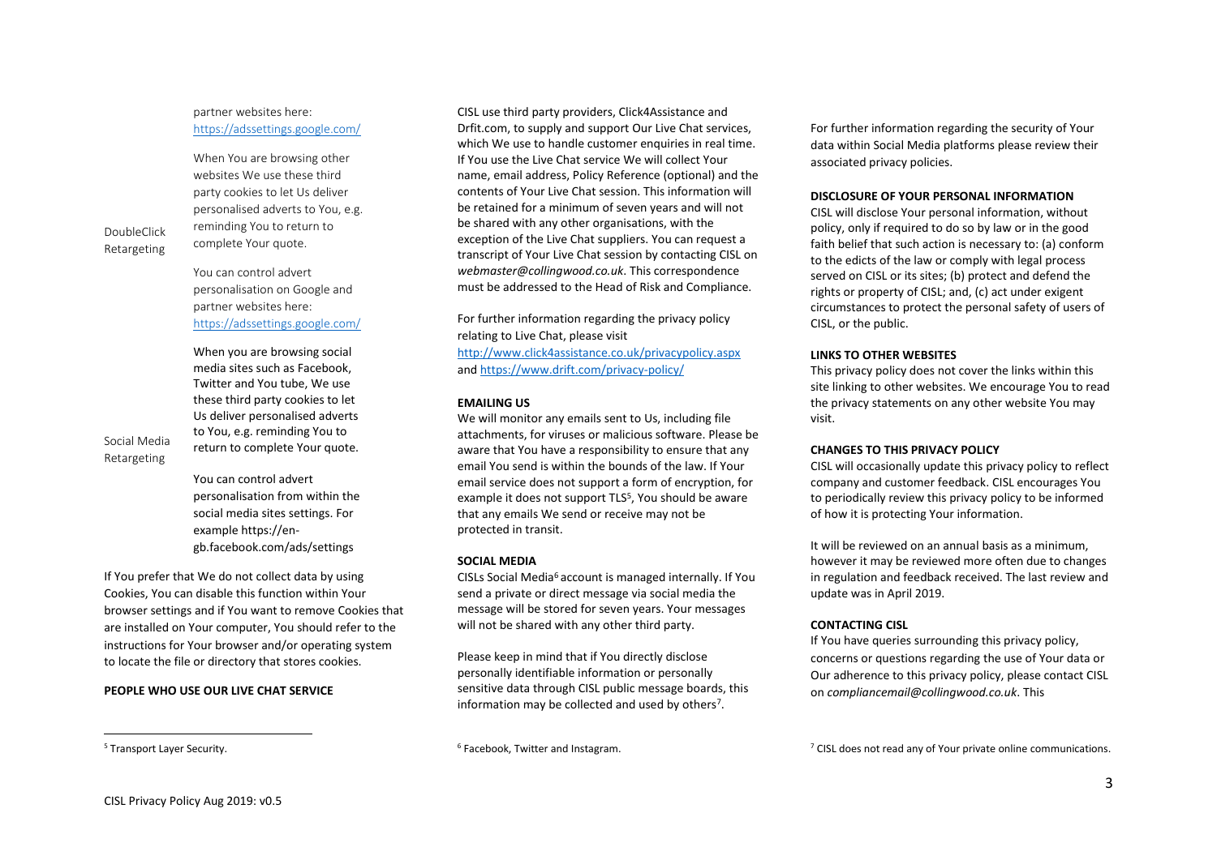| | |
|---|---|
| | partner websites here: https://adssettings.google.com/ |
| DoubleClick Retargeting | When You are browsing other websites We use these third party cookies to let Us deliver personalised adverts to You, e.g. reminding You to return to complete Your quote.<br><br>You can control advert personalisation on Google and partner websites here: https://adssettings.google.com/ |
| Social Media Retargeting | When you are browsing social media sites such as Facebook, Twitter and You tube, We use these third party cookies to let Us deliver personalised adverts to You, e.g. reminding You to return to complete Your quote.<br><br>You can control advert personalisation from within the social media sites settings. For example https://en-gb.facebook.com/ads/settings |

If You prefer that We do not collect data by using Cookies, You can disable this function within Your browser settings and if You want to remove Cookies that are installed on Your computer, You should refer to the instructions for Your browser and/or operating system to locate the file or directory that stores cookies.

**PEOPLE WHO USE OUR LIVE CHAT SERVICE**

CISL use third party providers, Click4Assistance and Drfit.com, to supply and support Our Live Chat services, which We use to handle customer enquiries in real time. If You use the Live Chat service We will collect Your name, email address, Policy Reference (optional) and the contents of Your Live Chat session. This information will be retained for a minimum of seven years and will not be shared with any other organisations, with the exception of the Live Chat suppliers. You can request a transcript of Your Live Chat session by contacting CISL on *webmaster@collingwood.co.uk*. This correspondence must be addressed to the Head of Risk and Compliance.

For further information regarding the privacy policy relating to Live Chat, please visit http://www.click4assistance.co.uk/privacypolicy.aspx and https://www.drift.com/privacy-policy/

**EMAILING US**

We will monitor any emails sent to Us, including file attachments, for viruses or malicious software. Please be aware that You have a responsibility to ensure that any email You send is within the bounds of the law. If Your email service does not support a form of encryption, for example it does not support TLS[5], You should be aware that any emails We send or receive may not be protected in transit.

**SOCIAL MEDIA**

CISLs Social Media[6] account is managed internally. If You send a private or direct message via social media the message will be stored for seven years. Your messages will not be shared with any other third party.

Please keep in mind that if You directly disclose personally identifiable information or personally sensitive data through CISL public message boards, this information may be collected and used by others[7].

For further information regarding the security of Your data within Social Media platforms please review their associated privacy policies.

**DISCLOSURE OF YOUR PERSONAL INFORMATION**

CISL will disclose Your personal information, without policy, only if required to do so by law or in the good faith belief that such action is necessary to: (a) conform to the edicts of the law or comply with legal process served on CISL or its sites; (b) protect and defend the rights or property of CISL; and, (c) act under exigent circumstances to protect the personal safety of users of CISL, or the public.

**LINKS TO OTHER WEBSITES**

This privacy policy does not cover the links within this site linking to other websites. We encourage You to read the privacy statements on any other website You may visit.

**CHANGES TO THIS PRIVACY POLICY**

CISL will occasionally update this privacy policy to reflect company and customer feedback. CISL encourages You to periodically review this privacy policy to be informed of how it is protecting Your information.

It will be reviewed on an annual basis as a minimum, however it may be reviewed more often due to changes in regulation and feedback received. The last review and update was in April 2019.

**CONTACTING CISL**

If You have queries surrounding this privacy policy, concerns or questions regarding the use of Your data or Our adherence to this privacy policy, please contact CISL on *compliancemail@collingwood.co.uk*. This

[5] Transport Layer Security.

[6] Facebook, Twitter and Instagram.

[7] CISL does not read any of Your private online communications.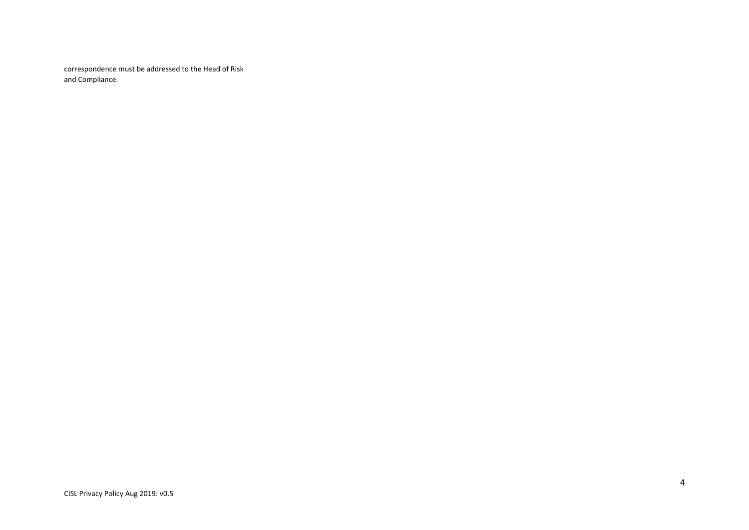correspondence must be addressed to the Head of Risk and Compliance.